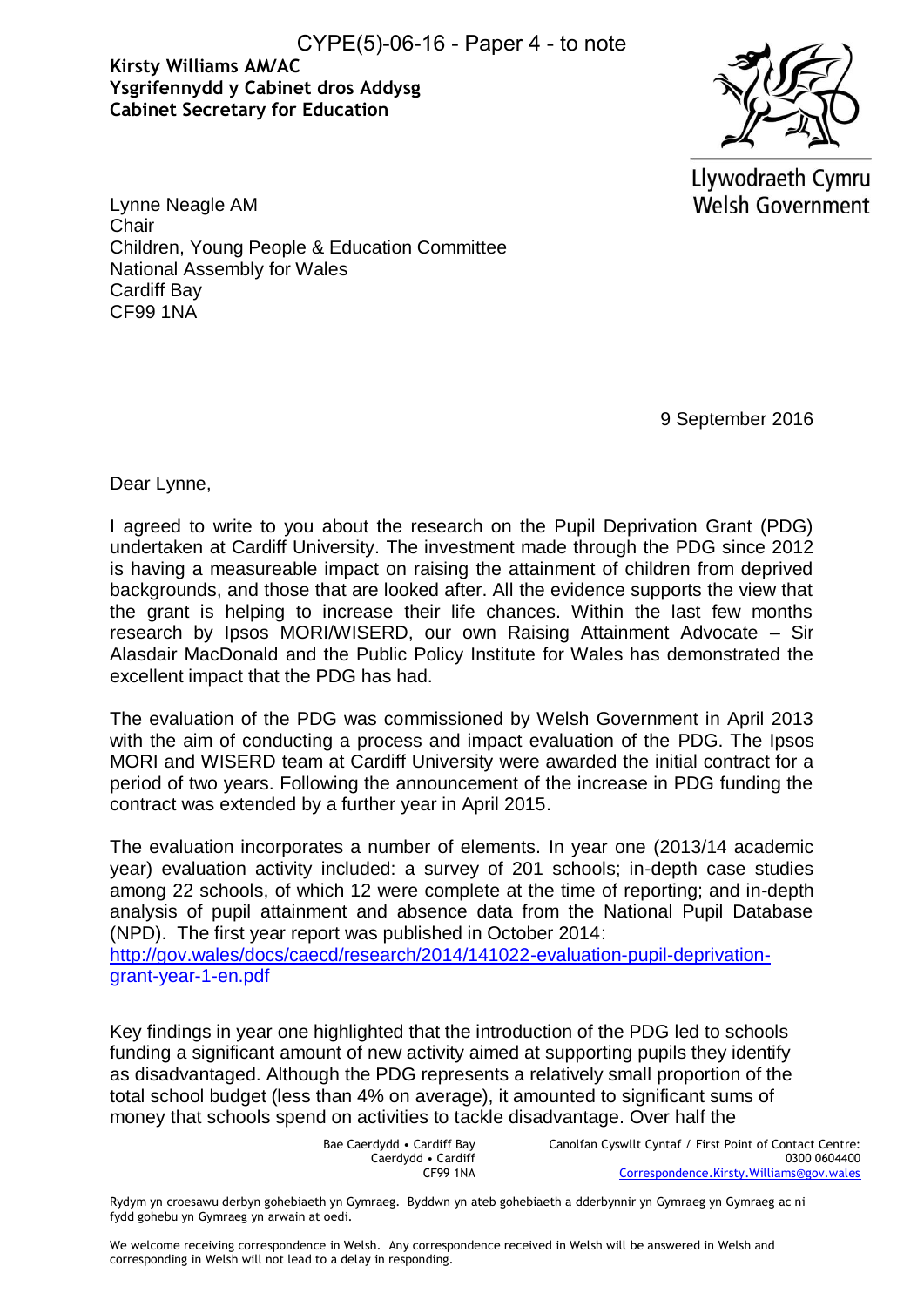CYPE(5)-06-16 - Paper 4 - to note

**Kirsty Williams AM/AC**
**Ysgrifennydd y Cabinet dros Addysg**
**Cabinet Secretary for Education**

Llywodraeth Cymru
Welsh Government

Lynne Neagle AM
Chair
Children, Young People & Education Committee
National Assembly for Wales
Cardiff Bay
CF99 1NA

9 September 2016

Dear Lynne,

I agreed to write to you about the research on the Pupil Deprivation Grant (PDG) undertaken at Cardiff University. The investment made through the PDG since 2012 is having a measureable impact on raising the attainment of children from deprived backgrounds, and those that are looked after. All the evidence supports the view that the grant is helping to increase their life chances. Within the last few months research by Ipsos MORI/WISERD, our own Raising Attainment Advocate – Sir Alasdair MacDonald and the Public Policy Institute for Wales has demonstrated the excellent impact that the PDG has had.

The evaluation of the PDG was commissioned by Welsh Government in April 2013 with the aim of conducting a process and impact evaluation of the PDG. The Ipsos MORI and WISERD team at Cardiff University were awarded the initial contract for a period of two years. Following the announcement of the increase in PDG funding the contract was extended by a further year in April 2015.

The evaluation incorporates a number of elements. In year one (2013/14 academic year) evaluation activity included: a survey of 201 schools; in-depth case studies among 22 schools, of which 12 were complete at the time of reporting; and in-depth analysis of pupil attainment and absence data from the National Pupil Database (NPD). The first year report was published in October 2014:
[http://gov.wales/docs/caecd/research/2014/141022-evaluation-pupil-deprivation-grant-year-1-en.pdf](http://gov.wales/docs/caecd/research/2014/141022-evaluation-pupil-deprivation-grant-year-1-en.pdf)

Key findings in year one highlighted that the introduction of the PDG led to schools funding a significant amount of new activity aimed at supporting pupils they identify as disadvantaged. Although the PDG represents a relatively small proportion of the total school budget (less than 4% on average), it amounted to significant sums of money that schools spend on activities to tackle disadvantage. Over half the

Bae Caerdydd • Cardiff Bay
Caerdydd • Cardiff
CF99 1NA

Canolfan Cyswllt Cyntaf / First Point of Contact Centre:
0300 0604400
Correspondence.Kirsty.Williams@gov.wales

Rydym yn croesawu derbyn gohebiaeth yn Gymraeg. Byddwn yn ateb gohebiaeth a dderbynnir yn Gymraeg yn Gymraeg ac ni fydd gohebu yn Gymraeg yn arwain at oedi.

We welcome receiving correspondence in Welsh. Any correspondence received in Welsh will be answered in Welsh and corresponding in Welsh will not lead to a delay in responding.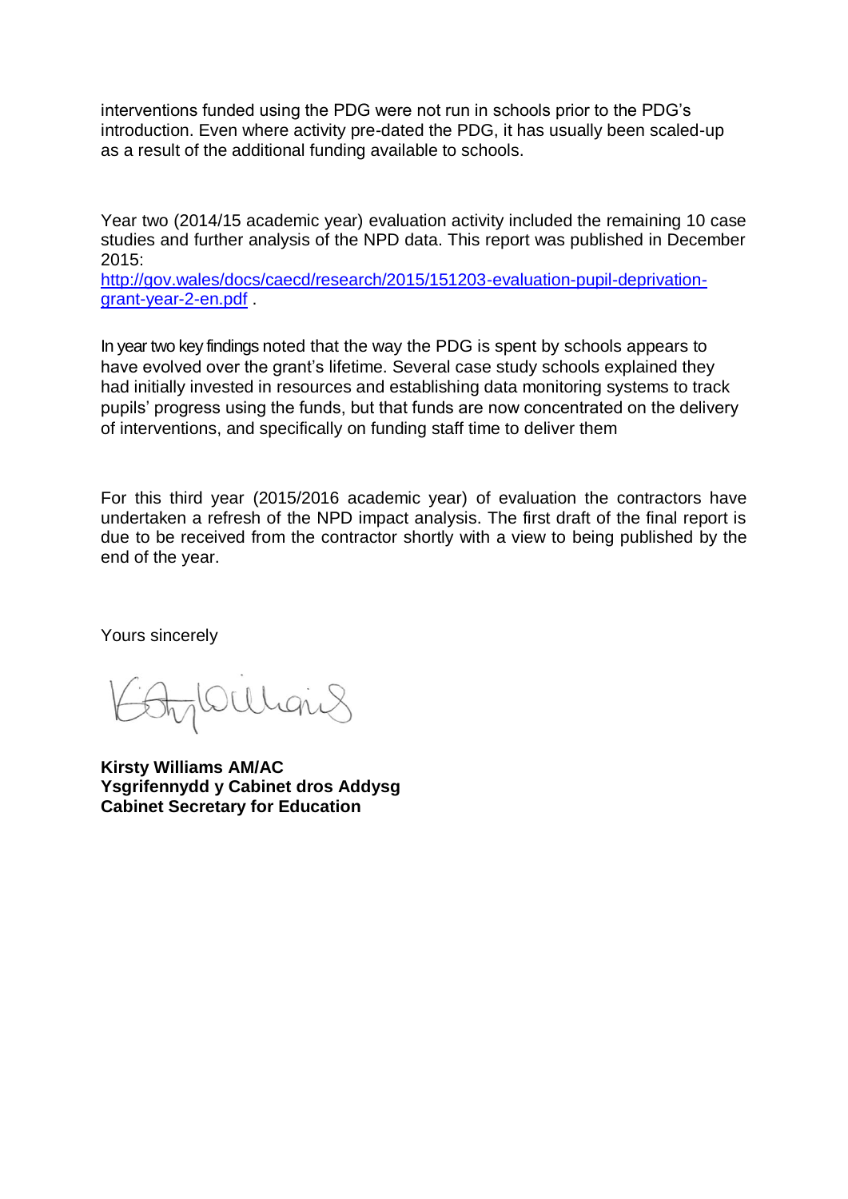interventions funded using the PDG were not run in schools prior to the PDG's introduction. Even where activity pre-dated the PDG, it has usually been scaled-up as a result of the additional funding available to schools.

Year two (2014/15 academic year) evaluation activity included the remaining 10 case studies and further analysis of the NPD data. This report was published in December 2015:
[http://gov.wales/docs/caecd/research/2015/151203-evaluation-pupil-deprivation-grant-year-2-en.pdf](http://gov.wales/docs/caecd/research/2015/151203-evaluation-pupil-deprivation-grant-year-2-en.pdf) .

In year two key findings noted that the way the PDG is spent by schools appears to have evolved over the grant's lifetime. Several case study schools explained they had initially invested in resources and establishing data monitoring systems to track pupils' progress using the funds, but that funds are now concentrated on the delivery of interventions, and specifically on funding staff time to deliver them

For this third year (2015/2016 academic year) of evaluation the contractors have undertaken a refresh of the NPD impact analysis. The first draft of the final report is due to be received from the contractor shortly with a view to being published by the end of the year.

Yours sincerely

**Kirsty Williams AM/AC**
**Ysgrifennydd y Cabinet dros Addysg**
**Cabinet Secretary for Education**